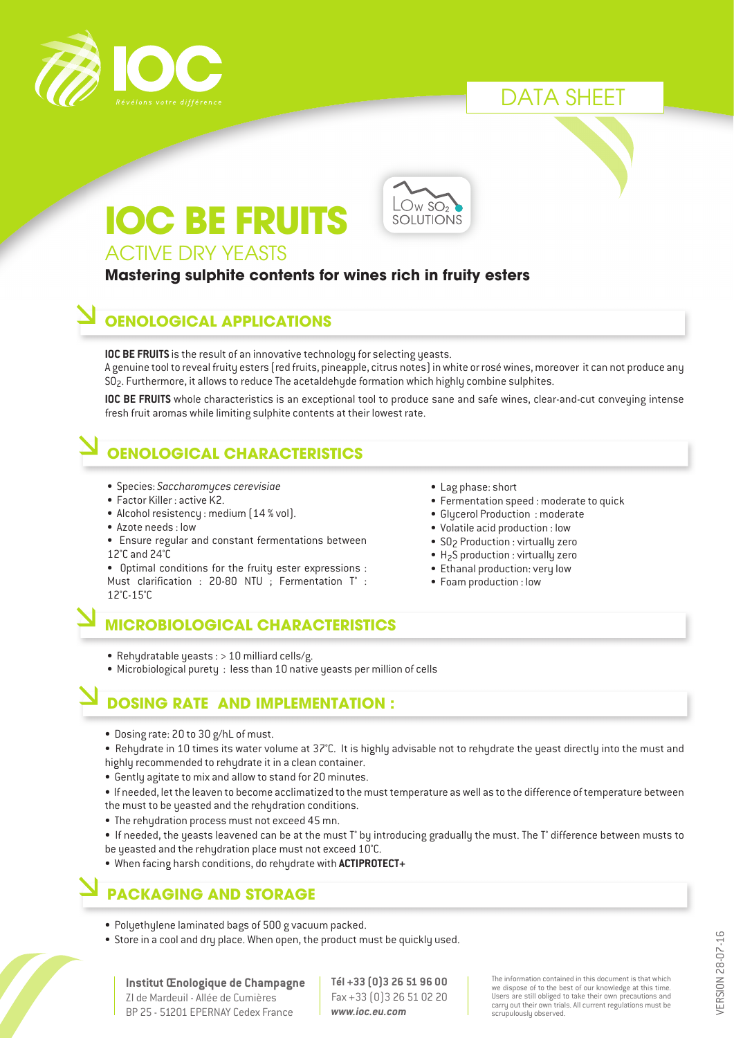DATA SHEET

# IOC BE FRUITS

LOw $SO_2$ SOLUTIONS

## ACTIVE DRY YEASTS

**Mastering sulphite contents for wines rich in fruity esters**

## OENOLOGICAL APPLICATIONS

**IOC BE FRUITS** is the result of an innovative technology for selecting yeasts.
A genuine tool to reveal fruity esters (red fruits, pineapple, citrus notes) in white or rosé wines, moreover it can not produce any $SO_2$. Furthermore, it allows to reduce The acetaldehyde formation which highly combine sulphites.

**IOC BE FRUITS** whole characteristics is an exceptional tool to produce sane and safe wines, clear-and-cut conveying intense fresh fruit aromas while limiting sulphite contents at their lowest rate.

## OENOLOGICAL CHARACTERISTICS

- Species: *Saccharomyces cerevisiae*
- Factor Killer : active K2.
- Alcohol resistency : medium (14 % vol).
- Azote needs : low
- Ensure regular and constant fermentations between 12°C and 24°C
- Optimal conditions for the fruity ester expressions : Must clarification : 20-80 NTU ; Fermentation T° : 12°C-15°C
- Lag phase: short
- Fermentation speed : moderate to quick
- Glycerol Production : moderate
- Volatile acid production : low
- $SO_2$ Production : virtually zero
- $H_2S$ production : virtually zero
- Ethanal production: very low
- Foam production : low

## MICROBIOLOGICAL CHARACTERISTICS

- Rehydratable yeasts : > 10 milliard cells/g.
- Microbiological purety : less than 10 native yeasts per million of cells

## DOSING RATE AND IMPLEMENTATION :

- Dosing rate: 20 to 30 g/hL of must.
- Rehydrate in 10 times its water volume at 37°C. It is highly advisable not to rehydrate the yeast directly into the must and highly recommended to rehydrate it in a clean container.
- Gently agitate to mix and allow to stand for 20 minutes.
- If needed, let the leaven to become acclimatized to the must temperature as well as to the difference of temperature between the must to be yeasted and the rehydration conditions.
- The rehydration process must not exceed 45 mn.
- If needed, the yeasts leavened can be at the must T° by introducing gradually the must. The T° difference between musts to be yeasted and the rehydration place must not exceed 10°C.
- When facing harsh conditions, do rehydrate with **ACTIPROTECT+**

## PACKAGING AND STORAGE

- Polyethylene laminated bags of 500 g vacuum packed.
- Store in a cool and dry place. When open, the product must be quickly used.

**Institut Œnologique de Champagne**
ZI de Mardeuil - Allée de Cumières
BP 25 - 51201 EPERNAY Cedex France

**Tél +33 (0)3 26 51 96 00**
Fax +33 (0)3 26 51 02 20
***www.ioc.eu.com***

The information contained in this document is that which we dispose of to the best of our knowledge at this time. Users are still obliged to take their own precautions and carry out their own trials. All current regulations must be scrupulously observed.

VERSION 28-07-16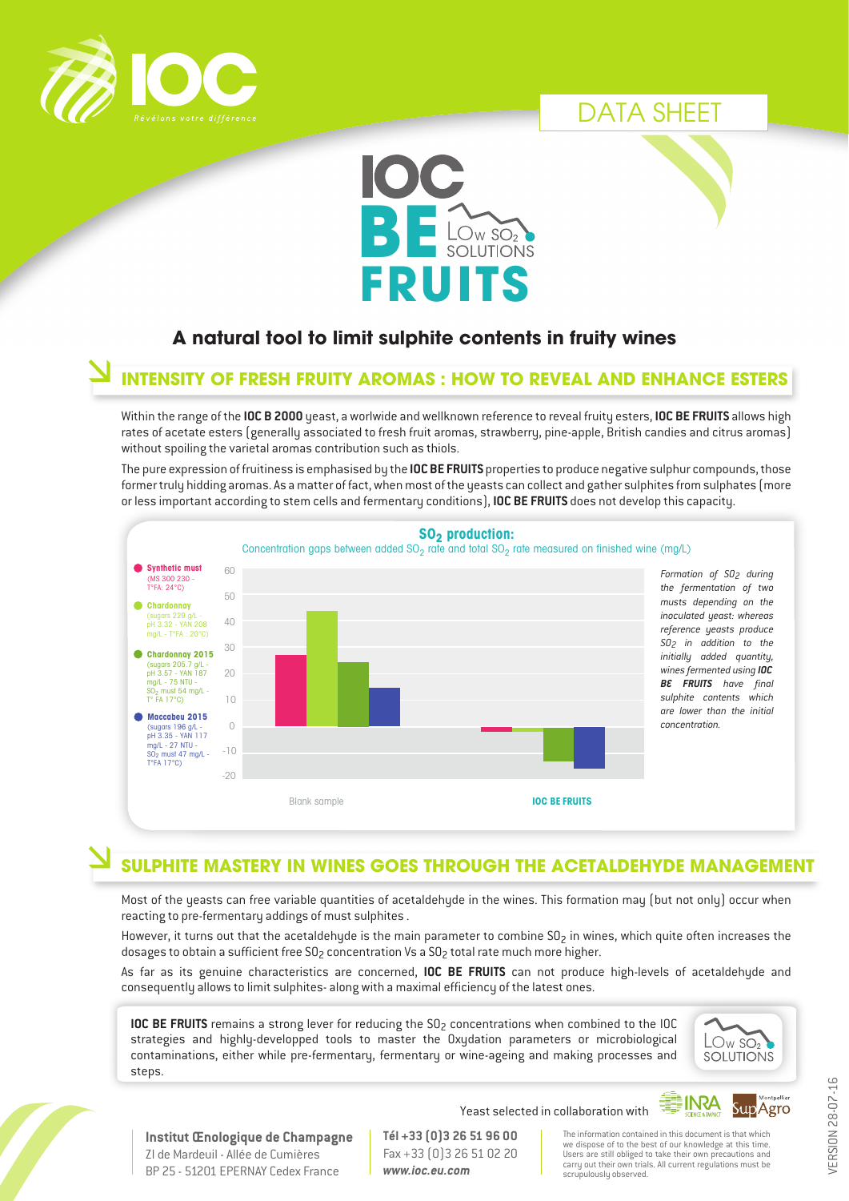DATA SHEET

# IOC BE FRUITS

LOw $SO_2$ SOLUTIONS

**A natural tool to limit sulphite contents in fruity wines**

## INTENSITY OF FRESH FRUITY AROMAS : HOW TO REVEAL AND ENHANCE ESTERS

Within the range of the **IOC B 2000** yeast, a worlwide and wellknown reference to reveal fruity esters, **IOC BE FRUITS** allows high rates of acetate esters (generally associated to fresh fruit aromas, strawberry, pine-apple, British candies and citrus aromas) without spoiling the varietal aromas contribution such as thiols.

The pure expression of fruitiness is emphasised by the **IOC BE FRUITS** properties to produce negative sulphur compounds, those former truly hidding aromas. As a matter of fact, when most of the yeasts can collect and gather sulphites from sulphates (more or less important according to stem cells and fermentary conditions), **IOC BE FRUITS** does not develop this capacity.

**$SO_2$ production:**

Concentration gaps between added $SO_2$ rate and total $SO_2$ rate measured on finished wine (mg/L)

Synthetic must (MS 300 230 - T°FA: 24°C)

Chardonnay (sugars 229 g/L - pH 3.32 - YAN 208 mg/L - T°FA : 20°C)

Chardonnay 2015 (sugars 205.7 g/L - pH 3.57 - YAN 187 mg/L - 75 NTU - $SO_2$ must 54 mg/L - T° FA 17°C)

Maccabeu 2015 (sugars 196 g/L - pH 3.35 - YAN 117 mg/L - 27 NTU - $SO_2$ must 47 mg/L - T°FA 17°C)

60
50
40
30
20
10
0
-10
-20

Blank sample

IOC BE FRUITS

*Formation of $SO_2$ during the fermentation of two musts depending on the inoculated yeast: whereas reference yeasts produce $SO_2$ in addition to the initially added quantity, wines fermented using **IOC BE FRUITS** have final sulphite contents which are lower than the initial concentration.*

## SULPHITE MASTERY IN WINES GOES THROUGH THE ACETALDEHYDE MANAGEMENT

Most of the yeasts can free variable quantities of acetaldehyde in the wines. This formation may (but not only) occur when reacting to pre-fermentary addings of must sulphites .

However, it turns out that the acetaldehyde is the main parameter to combine $SO_2$ in wines, which quite often increases the dosages to obtain a sufficient free $SO_2$ concentration Vs a $SO_2$ total rate much more higher.

As far as its genuine characteristics are concerned, **IOC BE FRUITS** can not produce high-levels of acetaldehyde and consequently allows to limit sulphites- along with a maximal efficiency of the latest ones.

**IOC BE FRUITS** remains a strong lever for reducing the $SO_2$ concentrations when combined to the IOC strategies and highly-developped tools to master the Oxydation parameters or microbiological contaminations, either while pre-fermentary, fermentary or wine-ageing and making processes and steps.

LOw $SO_2$ SOLUTIONS

Yeast selected in collaboration with INRA, Montpellier SupAgro

**Institut Œnologique de Champagne**
ZI de Mardeuil - Allée de Cumières
BP 25 - 51201 EPERNAY Cedex France

**Tél +33 (0)3 26 51 96 00**
Fax +33 (0)3 26 51 02 20
***www.ioc.eu.com***

The information contained in this document is that which we dispose of to the best of our knowledge at this time. Users are still obliged to take their own precautions and carry out their own trials. All current regulations must be scrupulously observed.

VERSION 28-07-16